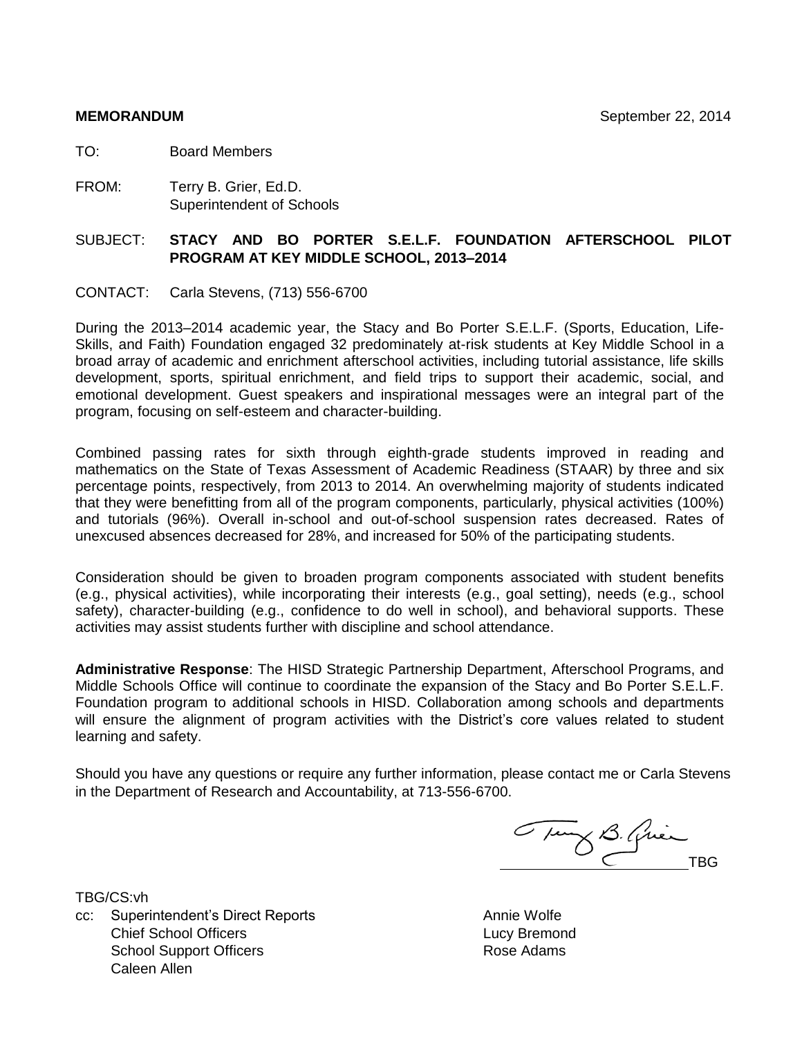**MEMORANDUM** September 22, 2014

TO: Board Members

FROM: Terry B. Grier, Ed.D.
Superintendent of Schools

SUBJECT: **STACY AND BO PORTER S.E.L.F. FOUNDATION AFTERSCHOOL PILOT PROGRAM AT KEY MIDDLE SCHOOL, 2013–2014**

CONTACT: Carla Stevens, (713) 556-6700

During the 2013–2014 academic year, the Stacy and Bo Porter S.E.L.F. (Sports, Education, Life-Skills, and Faith) Foundation engaged 32 predominately at-risk students at Key Middle School in a broad array of academic and enrichment afterschool activities, including tutorial assistance, life skills development, sports, spiritual enrichment, and field trips to support their academic, social, and emotional development. Guest speakers and inspirational messages were an integral part of the program, focusing on self-esteem and character-building.

Combined passing rates for sixth through eighth-grade students improved in reading and mathematics on the State of Texas Assessment of Academic Readiness (STAAR) by three and six percentage points, respectively, from 2013 to 2014. An overwhelming majority of students indicated that they were benefitting from all of the program components, particularly, physical activities (100%) and tutorials (96%). Overall in-school and out-of-school suspension rates decreased. Rates of unexcused absences decreased for 28%, and increased for 50% of the participating students.

Consideration should be given to broaden program components associated with student benefits (e.g., physical activities), while incorporating their interests (e.g., goal setting), needs (e.g., school safety), character-building (e.g., confidence to do well in school), and behavioral supports. These activities may assist students further with discipline and school attendance.

**Administrative Response**: The HISD Strategic Partnership Department, Afterschool Programs, and Middle Schools Office will continue to coordinate the expansion of the Stacy and Bo Porter S.E.L.F. Foundation program to additional schools in HISD. Collaboration among schools and departments will ensure the alignment of program activities with the District's core values related to student learning and safety.

Should you have any questions or require any further information, please contact me or Carla Stevens in the Department of Research and Accountability, at 713-556-6700.

TBG

TBG/CS:vh

cc: Superintendent's Direct Reports
Chief School Officers
School Support Officers
Caleen Allen
Annie Wolfe
Lucy Bremond
Rose Adams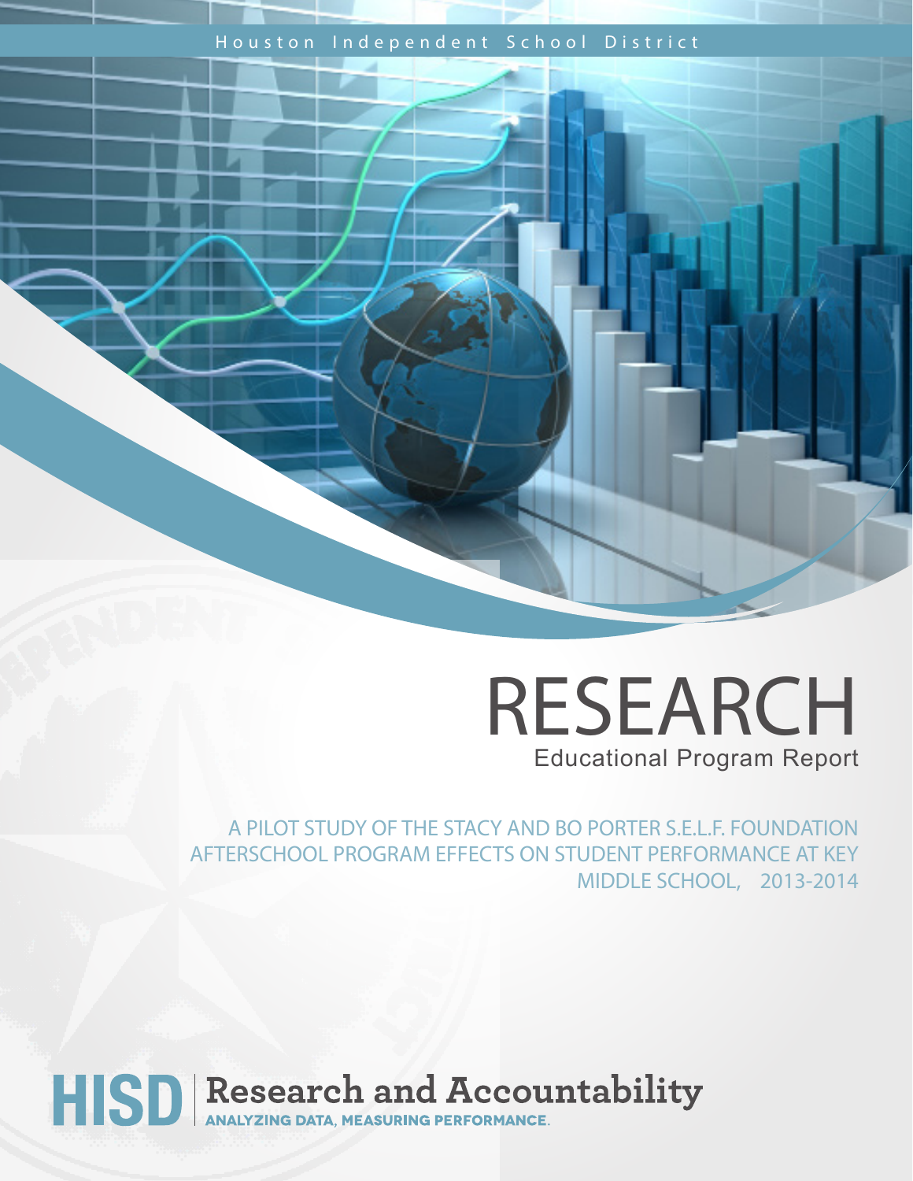Houston Independent School District

# RESEARCH

Educational Program Report

## A PILOT STUDY OF THE STACY AND BO PORTER S.E.L.F. FOUNDATION AFTERSCHOOL PROGRAM EFFECTS ON STUDENT PERFORMANCE AT KEY MIDDLE SCHOOL, 2013-2014

**HISD** | **Research and Accountability**
ANALYZING DATA, MEASURING PERFORMANCE.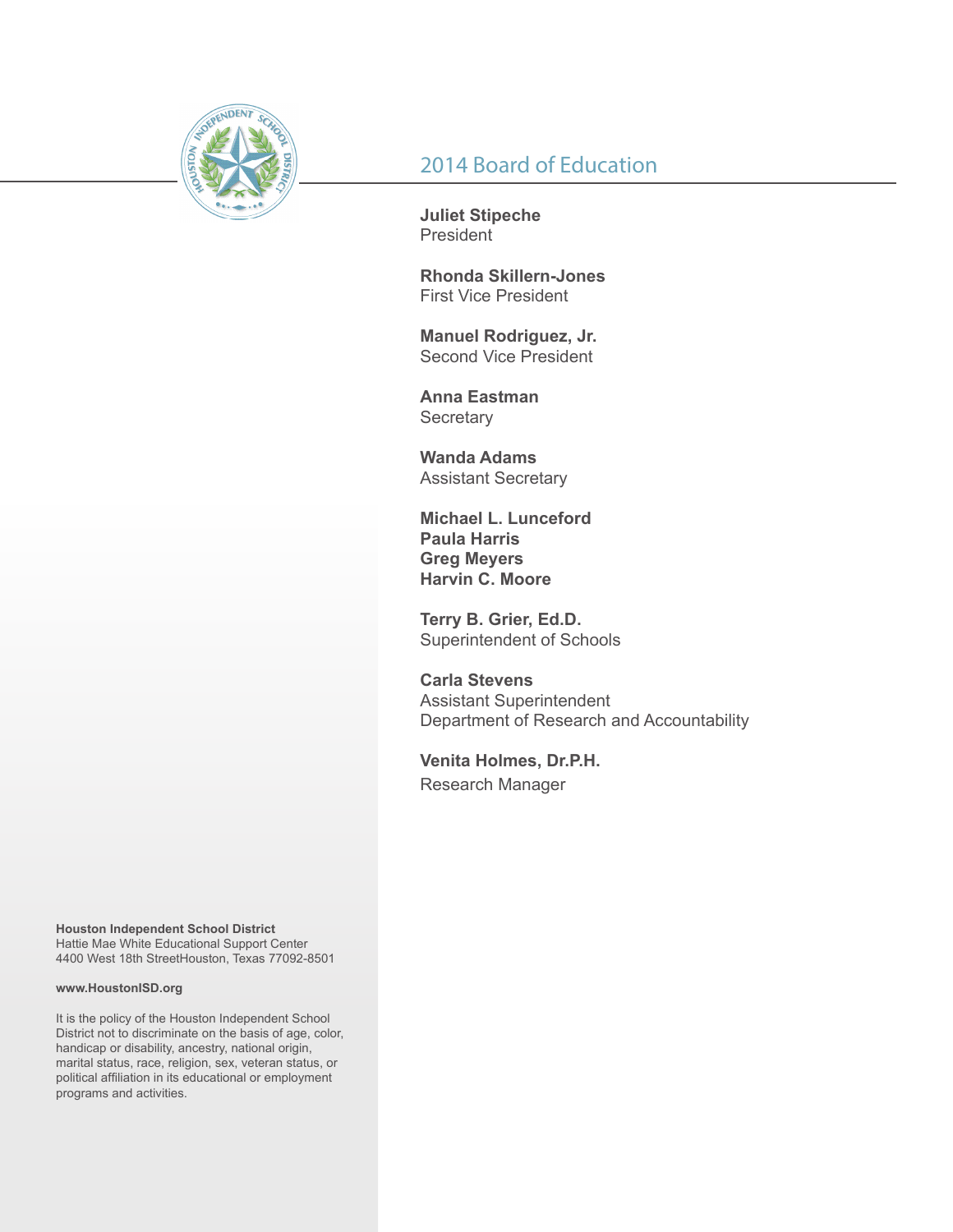## 2014 Board of Education

**Juliet Stipeche**
President

**Rhonda Skillern-Jones**
First Vice President

**Manuel Rodriguez, Jr.**
Second Vice President

**Anna Eastman**
Secretary

**Wanda Adams**
Assistant Secretary

**Michael L. Lunceford**
**Paula Harris**
**Greg Meyers**
**Harvin C. Moore**

**Terry B. Grier, Ed.D.**
Superintendent of Schools

**Carla Stevens**
Assistant Superintendent
Department of Research and Accountability

**Venita Holmes, Dr.P.H.**
Research Manager

**Houston Independent School District**
Hattie Mae White Educational Support Center
4400 West 18th StreetHouston, Texas 77092-8501

**www.HoustonISD.org**

It is the policy of the Houston Independent School District not to discriminate on the basis of age, color, handicap or disability, ancestry, national origin, marital status, race, religion, sex, veteran status, or political affiliation in its educational or employment programs and activities.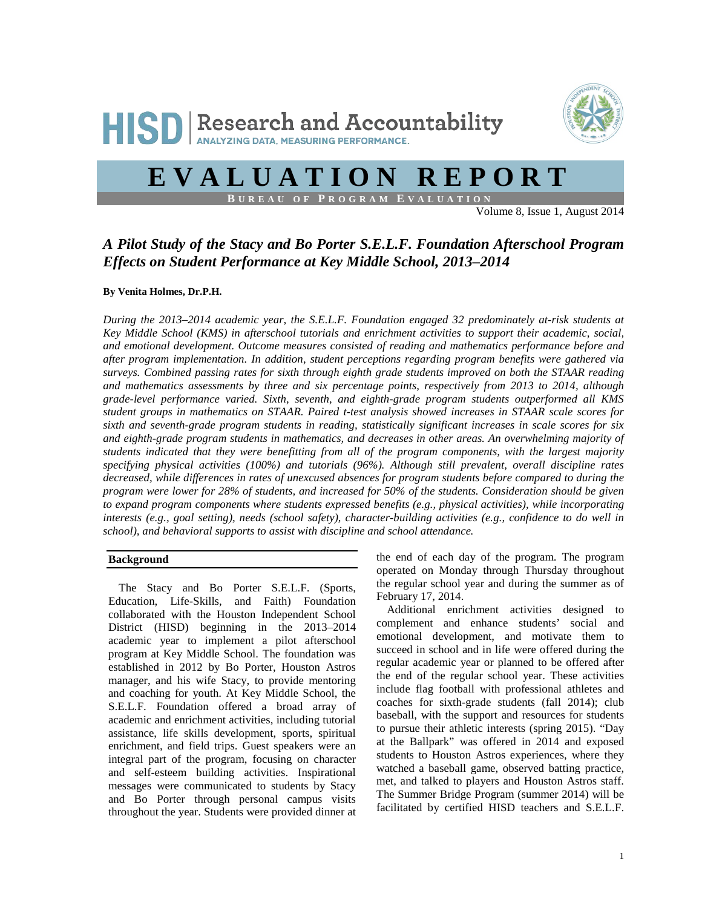HISD | Research and Accountability
ANALYZING DATA, MEASURING PERFORMANCE.

# EVALUATION REPORT

**BUREAU OF PROGRAM EVALUATION**

Volume 8, Issue 1, August 2014

## *A Pilot Study of the Stacy and Bo Porter S.E.L.F. Foundation Afterschool Program Effects on Student Performance at Key Middle School, 2013–2014*

**By Venita Holmes, Dr.P.H.**

*During the 2013–2014 academic year, the S.E.L.F. Foundation engaged 32 predominately at-risk students at Key Middle School (KMS) in afterschool tutorials and enrichment activities to support their academic, social, and emotional development. Outcome measures consisted of reading and mathematics performance before and after program implementation. In addition, student perceptions regarding program benefits were gathered via surveys. Combined passing rates for sixth through eighth grade students improved on both the STAAR reading and mathematics assessments by three and six percentage points, respectively from 2013 to 2014, although grade-level performance varied. Sixth, seventh, and eighth-grade program students outperformed all KMS student groups in mathematics on STAAR. Paired t-test analysis showed increases in STAAR scale scores for sixth and seventh-grade program students in reading, statistically significant increases in scale scores for six and eighth-grade program students in mathematics, and decreases in other areas. An overwhelming majority of students indicated that they were benefitting from all of the program components, with the largest majority specifying physical activities (100%) and tutorials (96%). Although still prevalent, overall discipline rates decreased, while differences in rates of unexcused absences for program students before compared to during the program were lower for 28% of students, and increased for 50% of the students. Consideration should be given to expand program components where students expressed benefits (e.g., physical activities), while incorporating interests (e.g., goal setting), needs (school safety), character-building activities (e.g., confidence to do well in school), and behavioral supports to assist with discipline and school attendance.*

### Background

The Stacy and Bo Porter S.E.L.F. (Sports, Education, Life-Skills, and Faith) Foundation collaborated with the Houston Independent School District (HISD) beginning in the 2013–2014 academic year to implement a pilot afterschool program at Key Middle School. The foundation was established in 2012 by Bo Porter, Houston Astros manager, and his wife Stacy, to provide mentoring and coaching for youth. At Key Middle School, the S.E.L.F. Foundation offered a broad array of academic and enrichment activities, including tutorial assistance, life skills development, sports, spiritual enrichment, and field trips. Guest speakers were an integral part of the program, focusing on character and self-esteem building activities. Inspirational messages were communicated to students by Stacy and Bo Porter through personal campus visits throughout the year. Students were provided dinner at the end of each day of the program. The program operated on Monday through Thursday throughout the regular school year and during the summer as of February 17, 2014.

Additional enrichment activities designed to complement and enhance students' social and emotional development, and motivate them to succeed in school and in life were offered during the regular academic year or planned to be offered after the end of the regular school year. These activities include flag football with professional athletes and coaches for sixth-grade students (fall 2014); club baseball, with the support and resources for students to pursue their athletic interests (spring 2015). "Day at the Ballpark" was offered in 2014 and exposed students to Houston Astros experiences, where they watched a baseball game, observed batting practice, met, and talked to players and Houston Astros staff. The Summer Bridge Program (summer 2014) will be facilitated by certified HISD teachers and S.E.L.F.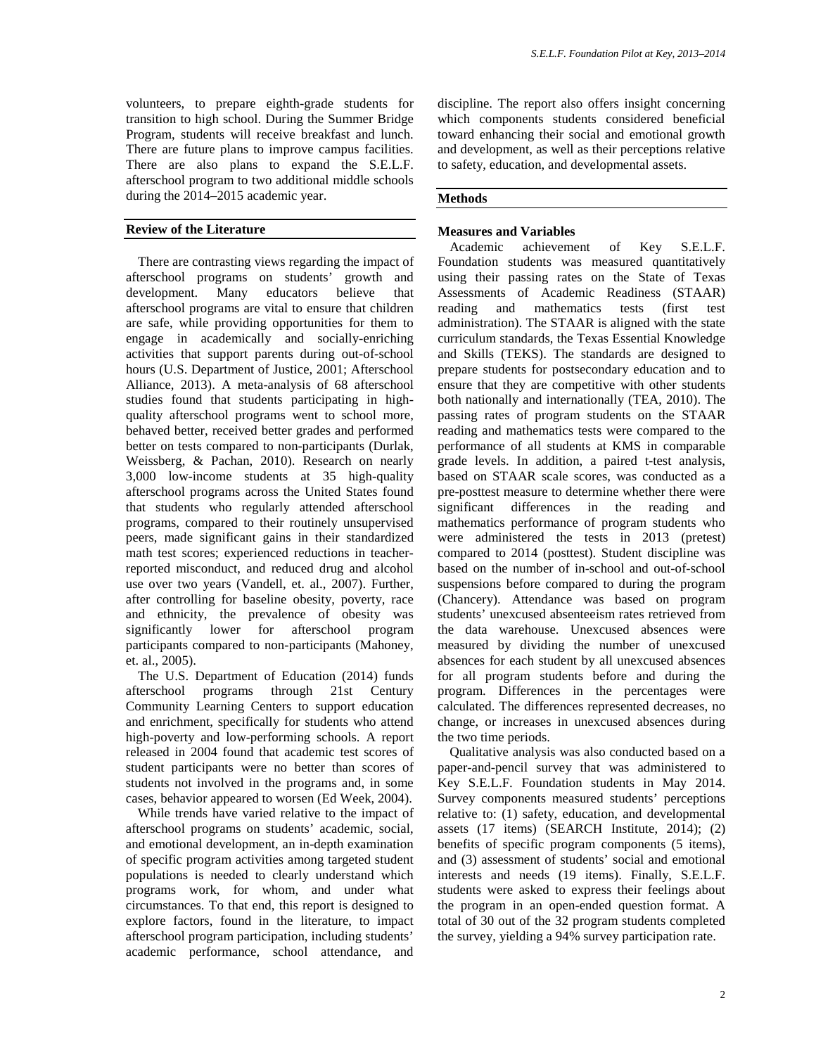volunteers, to prepare eighth-grade students for transition to high school. During the Summer Bridge Program, students will receive breakfast and lunch. There are future plans to improve campus facilities. There are also plans to expand the S.E.L.F. afterschool program to two additional middle schools during the 2014–2015 academic year.

## Review of the Literature

There are contrasting views regarding the impact of afterschool programs on students' growth and development. Many educators believe that afterschool programs are vital to ensure that children are safe, while providing opportunities for them to engage in academically and socially-enriching activities that support parents during out-of-school hours (U.S. Department of Justice, 2001; Afterschool Alliance, 2013). A meta-analysis of 68 afterschool studies found that students participating in high-quality afterschool programs went to school more, behaved better, received better grades and performed better on tests compared to non-participants (Durlak, Weissberg, & Pachan, 2010). Research on nearly 3,000 low-income students at 35 high-quality afterschool programs across the United States found that students who regularly attended afterschool programs, compared to their routinely unsupervised peers, made significant gains in their standardized math test scores; experienced reductions in teacher-reported misconduct, and reduced drug and alcohol use over two years (Vandell, et. al., 2007). Further, after controlling for baseline obesity, poverty, race and ethnicity, the prevalence of obesity was significantly lower for afterschool program participants compared to non-participants (Mahoney, et. al., 2005).

The U.S. Department of Education (2014) funds afterschool programs through 21st Century Community Learning Centers to support education and enrichment, specifically for students who attend high-poverty and low-performing schools. A report released in 2004 found that academic test scores of student participants were no better than scores of students not involved in the programs and, in some cases, behavior appeared to worsen (Ed Week, 2004).

While trends have varied relative to the impact of afterschool programs on students' academic, social, and emotional development, an in-depth examination of specific program activities among targeted student populations is needed to clearly understand which programs work, for whom, and under what circumstances. To that end, this report is designed to explore factors, found in the literature, to impact afterschool program participation, including students' academic performance, school attendance, and discipline. The report also offers insight concerning which components students considered beneficial toward enhancing their social and emotional growth and development, as well as their perceptions relative to safety, education, and developmental assets.

## Methods

### Measures and Variables

Academic achievement of Key S.E.L.F. Foundation students was measured quantitatively using their passing rates on the State of Texas Assessments of Academic Readiness (STAAR) reading and mathematics tests (first test administration). The STAAR is aligned with the state curriculum standards, the Texas Essential Knowledge and Skills (TEKS). The standards are designed to prepare students for postsecondary education and to ensure that they are competitive with other students both nationally and internationally (TEA, 2010). The passing rates of program students on the STAAR reading and mathematics tests were compared to the performance of all students at KMS in comparable grade levels. In addition, a paired t-test analysis, based on STAAR scale scores, was conducted as a pre-posttest measure to determine whether there were significant differences in the reading and mathematics performance of program students who were administered the tests in 2013 (pretest) compared to 2014 (posttest). Student discipline was based on the number of in-school and out-of-school suspensions before compared to during the program (Chancery). Attendance was based on program students' unexcused absenteeism rates retrieved from the data warehouse. Unexcused absences were measured by dividing the number of unexcused absences for each student by all unexcused absences for all program students before and during the program. Differences in the percentages were calculated. The differences represented decreases, no change, or increases in unexcused absences during the two time periods.

Qualitative analysis was also conducted based on a paper-and-pencil survey that was administered to Key S.E.L.F. Foundation students in May 2014. Survey components measured students' perceptions relative to: (1) safety, education, and developmental assets (17 items) (SEARCH Institute, 2014); (2) benefits of specific program components (5 items), and (3) assessment of students' social and emotional interests and needs (19 items). Finally, S.E.L.F. students were asked to express their feelings about the program in an open-ended question format. A total of 30 out of the 32 program students completed the survey, yielding a 94% survey participation rate.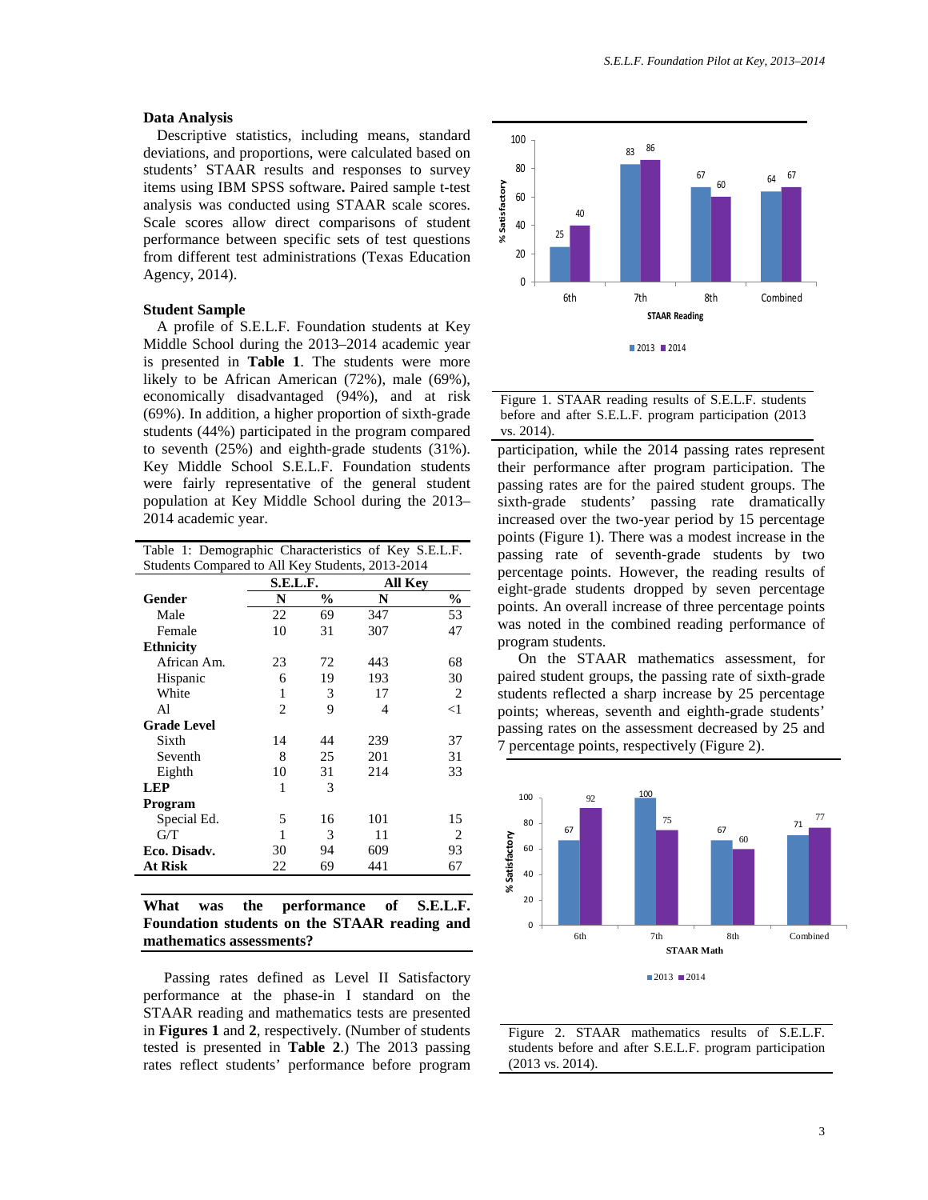**Data Analysis**

Descriptive statistics, including means, standard deviations, and proportions, were calculated based on students' STAAR results and responses to survey items using IBM SPSS software**.** Paired sample t-test analysis was conducted using STAAR scale scores. Scale scores allow direct comparisons of student performance between specific sets of test questions from different test administrations (Texas Education Agency, 2014).

**Student Sample**

A profile of S.E.L.F. Foundation students at Key Middle School during the 2013–2014 academic year is presented in **Table 1**. The students were more likely to be African American (72%), male (69%), economically disadvantaged (94%), and at risk (69%). In addition, a higher proportion of sixth-grade students (44%) participated in the program compared to seventh (25%) and eighth-grade students (31%). Key Middle School S.E.L.F. Foundation students were fairly representative of the general student population at Key Middle School during the 2013–2014 academic year.

Table 1: Demographic Characteristics of Key S.E.L.F. Students Compared to All Key Students, 2013-2014

| | S.E.L.F. | | All Key | |
|---|---|---|---|---|
| **Gender** | **N** | **%** | **N** | **%** |
| Male | 22 | 69 | 347 | 53 |
| Female | 10 | 31 | 307 | 47 |
| **Ethnicity** | | | | |
| African Am. | 23 | 72 | 443 | 68 |
| Hispanic | 6 | 19 | 193 | 30 |
| White | 1 | 3 | 17 | 2 |
| Al | 2 | 9 | 4 | <1 |
| **Grade Level** | | | | |
| Sixth | 14 | 44 | 239 | 37 |
| Seventh | 8 | 25 | 201 | 31 |
| Eighth | 10 | 31 | 214 | 33 |
| **LEP** | 1 | 3 | | |
| **Program** | | | | |
| Special Ed. | 5 | 16 | 101 | 15 |
| G/T | 1 | 3 | 11 | 2 |
| **Eco. Disadv.** | 30 | 94 | 609 | 93 |
| **At Risk** | 22 | 69 | 441 | 67 |

**What was the performance of S.E.L.F. Foundation students on the STAAR reading and mathematics assessments?**

Passing rates defined as Level II Satisfactory performance at the phase-in I standard on the STAAR reading and mathematics tests are presented in **Figures 1** and **2**, respectively. (Number of students tested is presented in **Table 2**.) The 2013 passing rates reflect students' performance before program participation, while the 2014 passing rates represent their performance after program participation. The passing rates are for the paired student groups. The sixth-grade students' passing rate dramatically increased over the two-year period by 15 percentage points (Figure 1). There was a modest increase in the passing rate of seventh-grade students by two percentage points. However, the reading results of eight-grade students dropped by seven percentage points. An overall increase of three percentage points was noted in the combined reading performance of program students.

On the STAAR mathematics assessment, for paired student groups, the passing rate of sixth-grade students reflected a sharp increase by 25 percentage points; whereas, seventh and eighth-grade students' passing rates on the assessment decreased by 25 and 7 percentage points, respectively (Figure 2).

Figure 1. STAAR reading results of S.E.L.F. students before and after S.E.L.F. program participation (2013 vs. 2014).

Figure 2. STAAR mathematics results of S.E.L.F. students before and after S.E.L.F. program participation (2013 vs. 2014).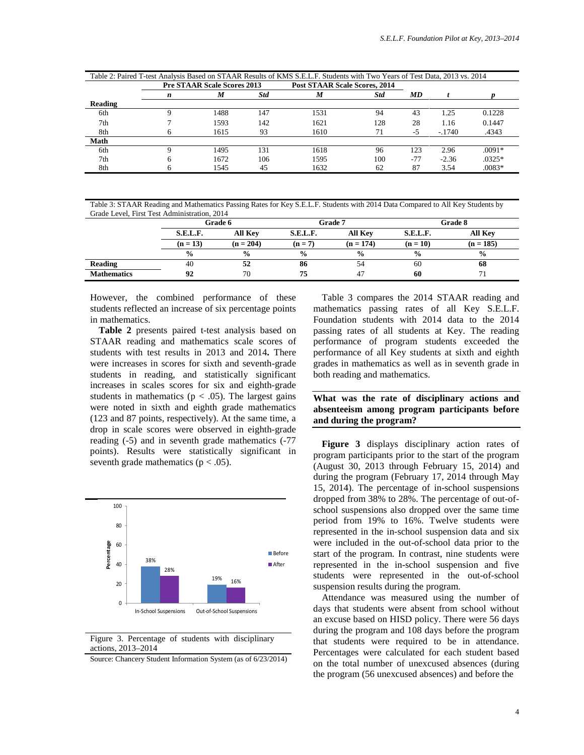Table 2: Paired T-test Analysis Based on STAAR Results of KMS S.E.L.F. Students with Two Years of Test Data, 2013 vs. 2014

| | Pre STAAR Scale Scores 2013 | | | Post STAAR Scale Scores, 2014 | | | | |
|---|---|---|---|---|---|---|---|---|
| | ***n*** | ***M*** | ***Std*** | ***M*** | ***Std*** | ***MD*** | ***t*** | ***p*** |
| **Reading** | | | | | | | | |
| 6th | 9 | 1488 | 147 | 1531 | 94 | 43 | 1.25 | 0.1228 |
| 7th | 7 | 1593 | 142 | 1621 | 128 | 28 | 1.16 | 0.1447 |
| 8th | 6 | 1615 | 93 | 1610 | 71 | -5 | -.1740 | .4343 |
| **Math** | | | | | | | | |
| 6th | 9 | 1495 | 131 | 1618 | 96 | 123 | 2.96 | .0091* |
| 7th | 6 | 1672 | 106 | 1595 | 100 | -77 | -2.36 | .0325* |
| 8th | 6 | 1545 | 45 | 1632 | 62 | 87 | 3.54 | .0083* |

Table 3: STAAR Reading and Mathematics Passing Rates for Key S.E.L.F. Students with 2014 Data Compared to All Key Students by Grade Level, First Test Administration, 2014

| | Grade 6 | | Grade 7 | | Grade 8 | |
|---|---|---|---|---|---|---|
| | **S.E.L.F.** | **All Key** | **S.E.L.F.** | **All Key** | **S.E.L.F.** | **All Key** |
| | **(n = 13)** | **(n = 204)** | **(n = 7)** | **(n = 174)** | **(n = 10)** | **(n = 185)** |
| | **%** | **%** | **%** | **%** | **%** | **%** |
| **Reading** | 40 | **52** | **86** | 54 | 60 | **68** |
| **Mathematics** | **92** | 70 | **75** | 47 | **60** | 71 |

However, the combined performance of these students reflected an increase of six percentage points in mathematics.

**Table 2** presents paired t-test analysis based on STAAR reading and mathematics scale scores of students with test results in 2013 and 2014**.** There were increases in scores for sixth and seventh-grade students in reading, and statistically significant increases in scales scores for six and eighth-grade students in mathematics ($p < .05$). The largest gains were noted in sixth and eighth grade mathematics (123 and 87 points, respectively). At the same time, a drop in scale scores were observed in eighth-grade reading (-5) and in seventh grade mathematics (-77 points). Results were statistically significant in seventh grade mathematics ($p < .05$).

Figure 3. Percentage of students with disciplinary actions, 2013–2014

Source: Chancery Student Information System (as of 6/23/2014)

Table 3 compares the 2014 STAAR reading and mathematics passing rates of all Key S.E.L.F. Foundation students with 2014 data to the 2014 passing rates of all students at Key. The reading performance of program students exceeded the performance of all Key students at sixth and eighth grades in mathematics as well as in seventh grade in both reading and mathematics.

## What was the rate of disciplinary actions and absenteeism among program participants before and during the program?

**Figure 3** displays disciplinary action rates of program participants prior to the start of the program (August 30, 2013 through February 15, 2014) and during the program (February 17, 2014 through May 15, 2014). The percentage of in-school suspensions dropped from 38% to 28%. The percentage of out-of-school suspensions also dropped over the same time period from 19% to 16%. Twelve students were represented in the in-school suspension data and six were included in the out-of-school data prior to the start of the program. In contrast, nine students were represented in the in-school suspension and five students were represented in the out-of-school suspension results during the program.

Attendance was measured using the number of days that students were absent from school without an excuse based on HISD policy. There were 56 days during the program and 108 days before the program that students were required to be in attendance. Percentages were calculated for each student based on the total number of unexcused absences (during the program (56 unexcused absences) and before the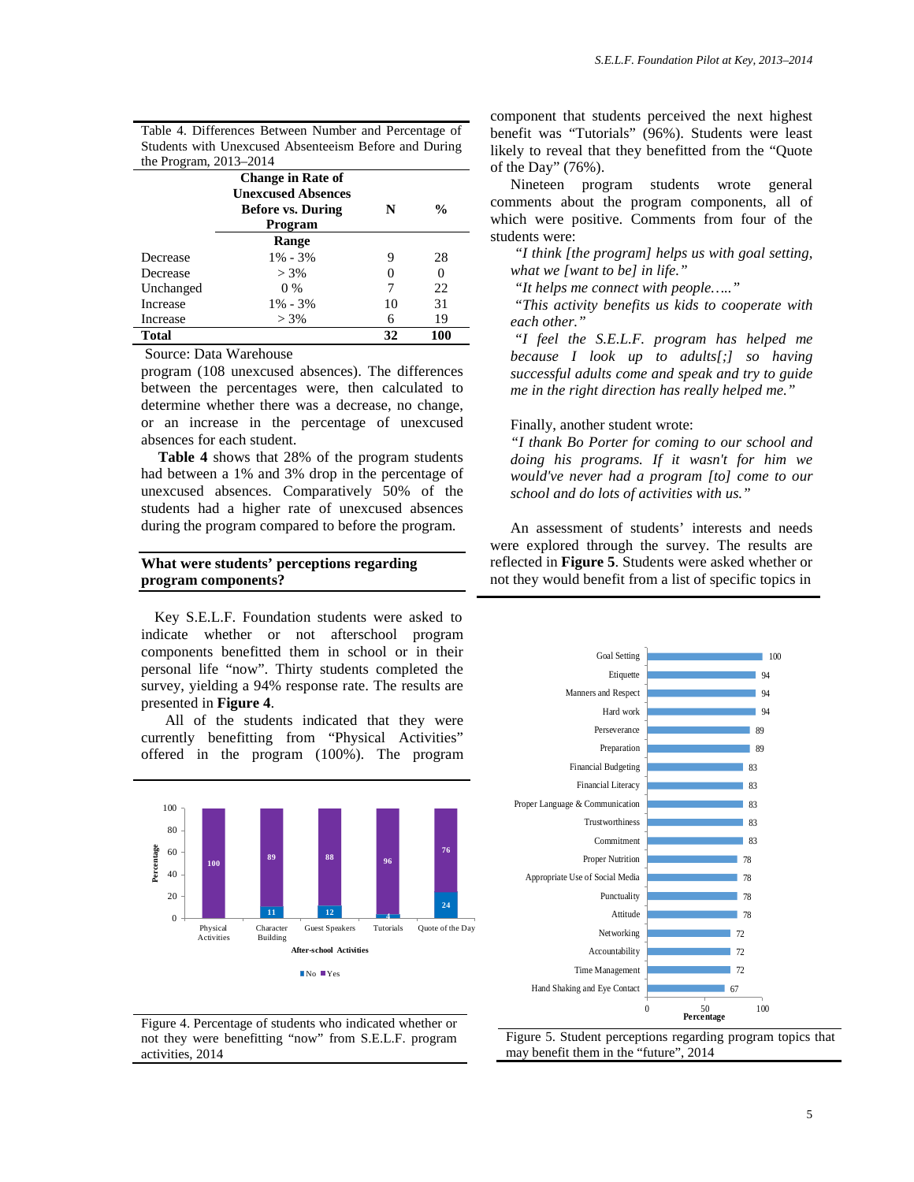Table 4. Differences Between Number and Percentage of Students with Unexcused Absenteeism Before and During the Program, 2013–2014

| | Change in Rate of Unexcused Absences Before vs. During Program | N | % |
|---|---|---|---|
| | **Range** | | |
| Decrease | 1% - 3% | 9 | 28 |
| Decrease | > 3% | 0 | 0 |
| Unchanged | 0 % | 7 | 22 |
| Increase | 1% - 3% | 10 | 31 |
| Increase | > 3% | 6 | 19 |
| **Total** | | **32** | **100** |

Source: Data Warehouse

program (108 unexcused absences). The differences between the percentages were, then calculated to determine whether there was a decrease, no change, or an increase in the percentage of unexcused absences for each student.

**Table 4** shows that 28% of the program students had between a 1% and 3% drop in the percentage of unexcused absences. Comparatively 50% of the students had a higher rate of unexcused absences during the program compared to before the program.

## What were students' perceptions regarding program components?

Key S.E.L.F. Foundation students were asked to indicate whether or not afterschool program components benefitted them in school or in their personal life "now". Thirty students completed the survey, yielding a 94% response rate. The results are presented in **Figure 4**.

All of the students indicated that they were currently benefitting from "Physical Activities" offered in the program (100%). The program component that students perceived the next highest benefit was "Tutorials" (96%). Students were least likely to reveal that they benefitted from the "Quote of the Day" (76%).

Figure 4. Percentage of students who indicated whether or not they were benefitting "now" from S.E.L.F. program activities, 2014

Nineteen program students wrote general comments about the program components, all of which were positive. Comments from four of the students were:

*"I think [the program] helps us with goal setting, what we [want to be] in life."*

*"It helps me connect with people….."*

*"This activity benefits us kids to cooperate with each other."*

*"I feel the S.E.L.F. program has helped me because I look up to adults[;] so having successful adults come and speak and try to guide me in the right direction has really helped me."*

Finally, another student wrote:

*"I thank Bo Porter for coming to our school and doing his programs. If it wasn't for him we would've never had a program [to] come to our school and do lots of activities with us."*

An assessment of students' interests and needs were explored through the survey. The results are reflected in **Figure 5**. Students were asked whether or not they would benefit from a list of specific topics in

Figure 5. Student perceptions regarding program topics that may benefit them in the "future", 2014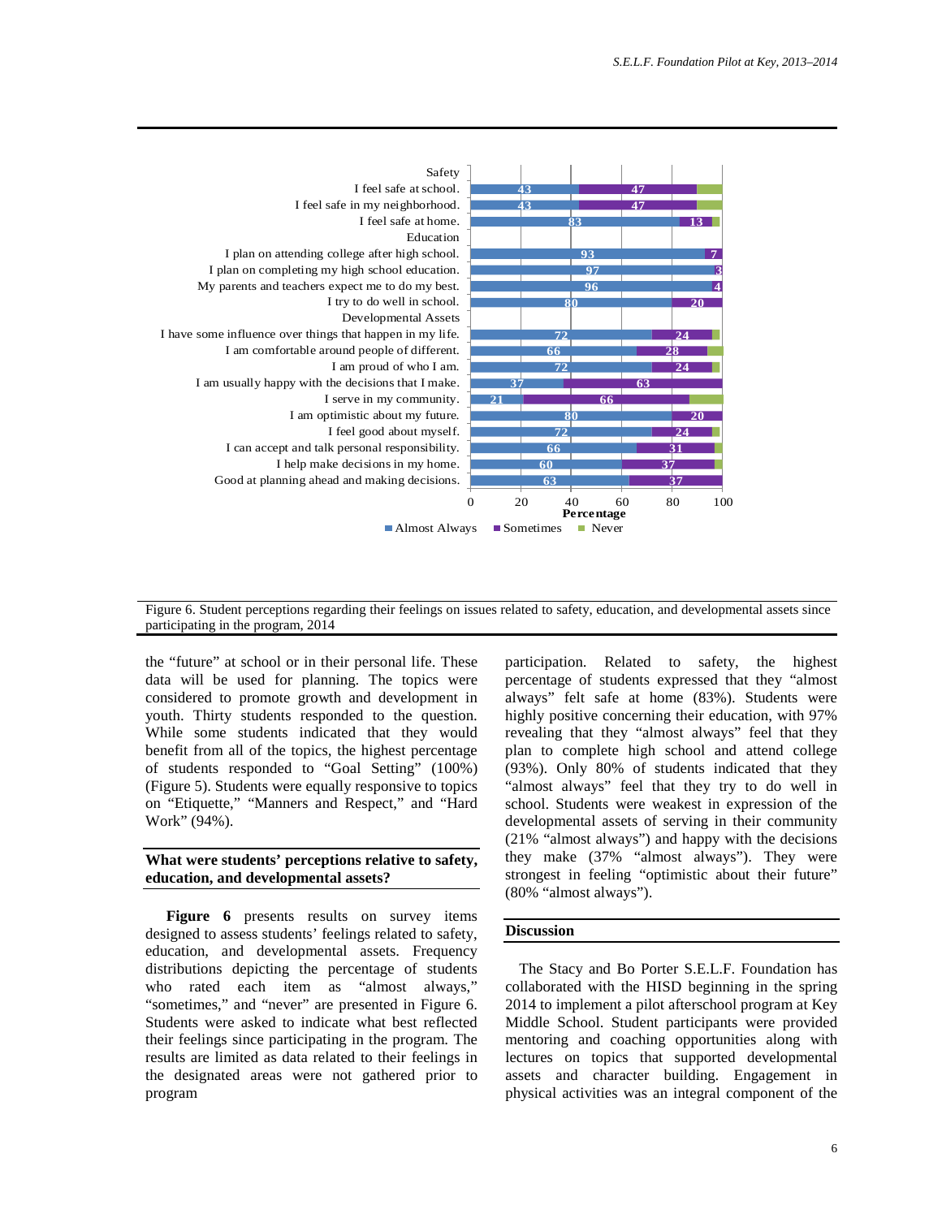| | Almost Always | Sometimes | Never |
|---|---|---|---|
| **Safety** | | | |
| I feel safe at school. | 43 | 47 | |
| I feel safe in my neighborhood. | 43 | 47 | |
| I feel safe at home. | 83 | 13 | |
| **Education** | | | |
| I plan on attending college after high school. | 93 | 7 | |
| I plan on completing my high school education. | 97 | 3 | |
| My parents and teachers expect me to do my best. | 96 | 4 | |
| I try to do well in school. | 80 | 20 | |
| **Developmental Assets** | | | |
| I have some influence over things that happen in my life. | 72 | 24 | |
| I am comfortable around people of different. | 66 | 28 | |
| I am proud of who I am. | 72 | 24 | |
| I am usually happy with the decisions that I make. | 37 | 63 | |
| I serve in my community. | 21 | 66 | |
| I am optimistic about my future. | 80 | 20 | |
| I feel good about myself. | 72 | 24 | |
| I can accept and talk personal responsibility. | 66 | 31 | |
| I help make decisions in my home. | 60 | 37 | |
| Good at planning ahead and making decisions. | 63 | 37 | |

Figure 6. Student perceptions regarding their feelings on issues related to safety, education, and developmental assets since participating in the program, 2014

the "future" at school or in their personal life. These data will be used for planning. The topics were considered to promote growth and development in youth. Thirty students responded to the question. While some students indicated that they would benefit from all of the topics, the highest percentage of students responded to "Goal Setting" (100%) (Figure 5). Students were equally responsive to topics on "Etiquette," "Manners and Respect," and "Hard Work" (94%).

### What were students' perceptions relative to safety, education, and developmental assets?

**Figure 6** presents results on survey items designed to assess students' feelings related to safety, education, and developmental assets. Frequency distributions depicting the percentage of students who rated each item as "almost always," "sometimes," and "never" are presented in Figure 6. Students were asked to indicate what best reflected their feelings since participating in the program. The results are limited as data related to their feelings in the designated areas were not gathered prior to program participation. Related to safety, the highest percentage of students expressed that they "almost always" felt safe at home (83%). Students were highly positive concerning their education, with 97% revealing that they "almost always" feel that they plan to complete high school and attend college (93%). Only 80% of students indicated that they "almost always" feel that they try to do well in school. Students were weakest in expression of the developmental assets of serving in their community (21% "almost always") and happy with the decisions they make (37% "almost always"). They were strongest in feeling "optimistic about their future" (80% "almost always").

### Discussion

The Stacy and Bo Porter S.E.L.F. Foundation has collaborated with the HISD beginning in the spring 2014 to implement a pilot afterschool program at Key Middle School. Student participants were provided mentoring and coaching opportunities along with lectures on topics that supported developmental assets and character building. Engagement in physical activities was an integral component of the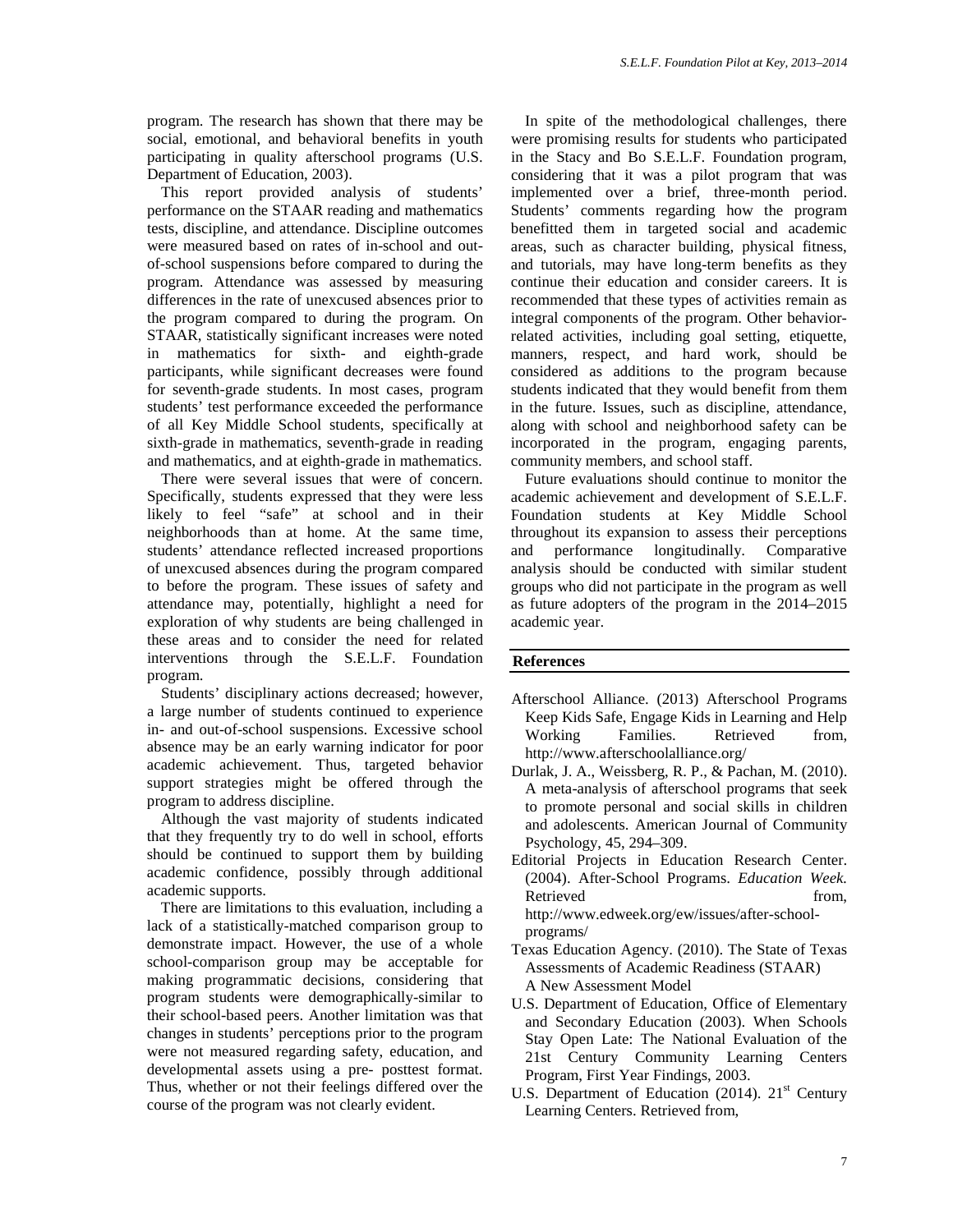program. The research has shown that there may be social, emotional, and behavioral benefits in youth participating in quality afterschool programs (U.S. Department of Education, 2003).

This report provided analysis of students' performance on the STAAR reading and mathematics tests, discipline, and attendance. Discipline outcomes were measured based on rates of in-school and out-of-school suspensions before compared to during the program. Attendance was assessed by measuring differences in the rate of unexcused absences prior to the program compared to during the program. On STAAR, statistically significant increases were noted in mathematics for sixth- and eighth-grade participants, while significant decreases were found for seventh-grade students. In most cases, program students' test performance exceeded the performance of all Key Middle School students, specifically at sixth-grade in mathematics, seventh-grade in reading and mathematics, and at eighth-grade in mathematics.

There were several issues that were of concern. Specifically, students expressed that they were less likely to feel "safe" at school and in their neighborhoods than at home. At the same time, students' attendance reflected increased proportions of unexcused absences during the program compared to before the program. These issues of safety and attendance may, potentially, highlight a need for exploration of why students are being challenged in these areas and to consider the need for related interventions through the S.E.L.F. Foundation program.

Students' disciplinary actions decreased; however, a large number of students continued to experience in- and out-of-school suspensions. Excessive school absence may be an early warning indicator for poor academic achievement. Thus, targeted behavior support strategies might be offered through the program to address discipline.

Although the vast majority of students indicated that they frequently try to do well in school, efforts should be continued to support them by building academic confidence, possibly through additional academic supports.

There are limitations to this evaluation, including a lack of a statistically-matched comparison group to demonstrate impact. However, the use of a whole school-comparison group may be acceptable for making programmatic decisions, considering that program students were demographically-similar to their school-based peers. Another limitation was that changes in students' perceptions prior to the program were not measured regarding safety, education, and developmental assets using a pre- posttest format. Thus, whether or not their feelings differed over the course of the program was not clearly evident.

In spite of the methodological challenges, there were promising results for students who participated in the Stacy and Bo S.E.L.F. Foundation program, considering that it was a pilot program that was implemented over a brief, three-month period. Students' comments regarding how the program benefitted them in targeted social and academic areas, such as character building, physical fitness, and tutorials, may have long-term benefits as they continue their education and consider careers. It is recommended that these types of activities remain as integral components of the program. Other behavior-related activities, including goal setting, etiquette, manners, respect, and hard work, should be considered as additions to the program because students indicated that they would benefit from them in the future. Issues, such as discipline, attendance, along with school and neighborhood safety can be incorporated in the program, engaging parents, community members, and school staff.

Future evaluations should continue to monitor the academic achievement and development of S.E.L.F. Foundation students at Key Middle School throughout its expansion to assess their perceptions and performance longitudinally. Comparative analysis should be conducted with similar student groups who did not participate in the program as well as future adopters of the program in the 2014–2015 academic year.

## References

Afterschool Alliance. (2013) Afterschool Programs Keep Kids Safe, Engage Kids in Learning and Help Working Families. Retrieved from, http://www.afterschoolalliance.org/

Durlak, J. A., Weissberg, R. P., & Pachan, M. (2010). A meta-analysis of afterschool programs that seek to promote personal and social skills in children and adolescents. American Journal of Community Psychology, 45, 294–309.

Editorial Projects in Education Research Center. (2004). After-School Programs. *Education Week.* Retrieved from, http://www.edweek.org/ew/issues/after-school-programs/

Texas Education Agency. (2010). The State of Texas Assessments of Academic Readiness (STAAR) A New Assessment Model

U.S. Department of Education, Office of Elementary and Secondary Education (2003). When Schools Stay Open Late: The National Evaluation of the 21st Century Community Learning Centers Program, First Year Findings, 2003.

U.S. Department of Education (2014). 21st Century Learning Centers. Retrieved from,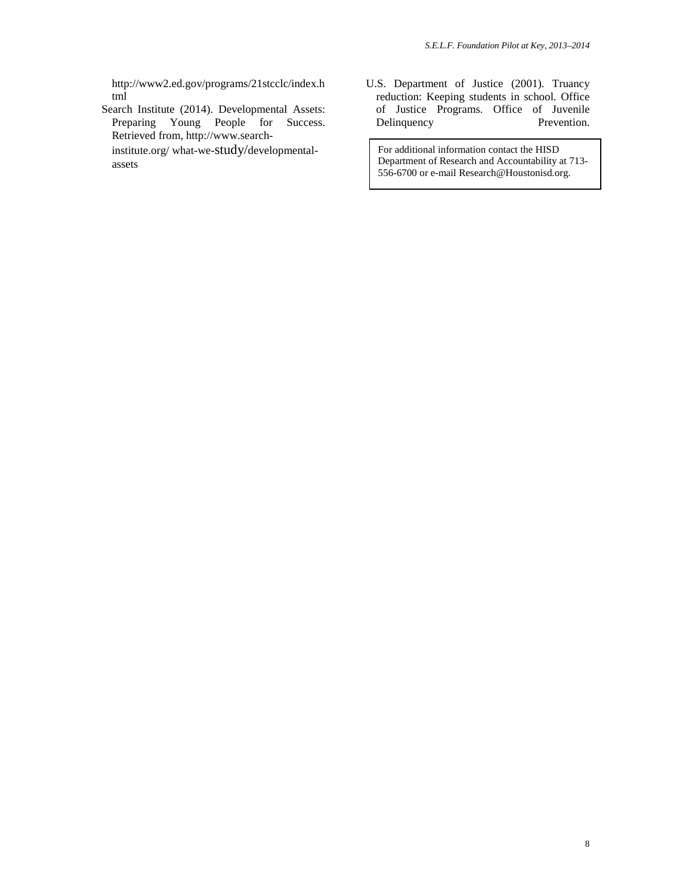http://www2.ed.gov/programs/21stcclc/index.html

Search Institute (2014). Developmental Assets: Preparing Young People for Success. Retrieved from, http://www.search-institute.org/ what-we-study/developmental-assets

U.S. Department of Justice (2001). Truancy reduction: Keeping students in school. Office of Justice Programs. Office of Juvenile Delinquency Prevention.

For additional information contact the HISD Department of Research and Accountability at 713-556-6700 or e-mail Research@Houstonisd.org.